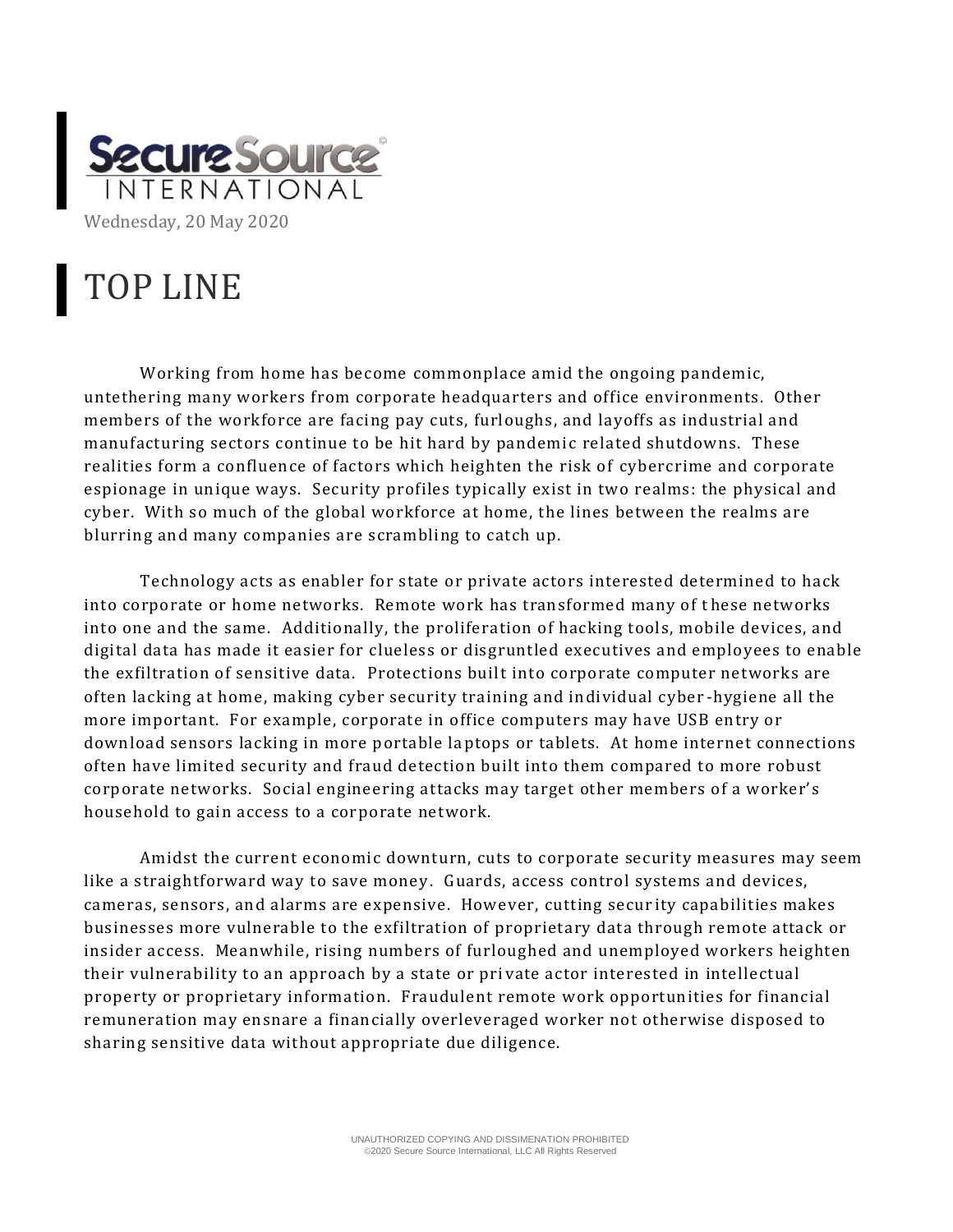Wednesday, 20 May 2020

# TOP LINE

Working from home has become commonplace amid the ongoing pandemic, untethering many workers from corporate headquarters and office environments. Other members of the workforce are facing pay cuts, furloughs, and layoffs as industrial and manufacturing sectors continue to be hit hard by pandemic related shutdowns. These realities form a confluence of factors which heighten the risk of cybercrime and corporate espionage in unique ways. Security profiles typically exist in two realms: the physical and cyber. With so much of the global workforce at home, the lines between the realms are blurring and many companies are scrambling to catch up.

Technology acts as enabler for state or private actors interested determined to hack into corporate or home networks. Remote work has transformed many of these networks into one and the same. Additionally, the proliferation of hacking tools, mobile devices, and digital data has made it easier for clueless or disgruntled executives and employees to enable the exfiltration of sensitive data. Protections built into corporate computer networks are often lacking at home, making cyber security training and individual cyber-hygiene all the more important. For example, corporate in office computers may have USB entry or download sensors lacking in more portable laptops or tablets. At home internet connections often have limited security and fraud detection built into them compared to more robust corporate networks. Social engineering attacks may target other members of a worker's household to gain access to a corporate network.

Amidst the current economic downturn, cuts to corporate security measures may seem like a straightforward way to save money. Guards, access control systems and devices, cameras, sensors, and alarms are expensive. However, cutting security capabilities makes businesses more vulnerable to the exfiltration of proprietary data through remote attack or insider access. Meanwhile, rising numbers of furloughed and unemployed workers heighten their vulnerability to an approach by a state or private actor interested in intellectual property or proprietary information. Fraudulent remote work opportunities for financial remuneration may ensnare a financially overleveraged worker not otherwise disposed to sharing sensitive data without appropriate due diligence.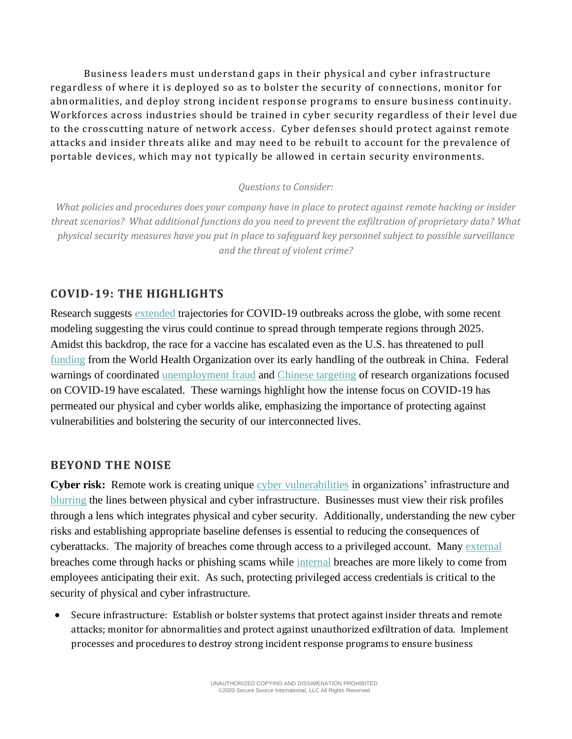Business leaders must understand gaps in their physical and cyber infrastructure regardless of where it is deployed so as to bolster the security of connections, monitor for abnormalities, and deploy strong incident response programs to ensure business continuity. Workforces across industries should be trained in cyber security regardless of their level due to the crosscutting nature of network access. Cyber defenses should protect against remote attacks and insider threats alike and may need to be rebuilt to account for the prevalence of portable devices, which may not typically be allowed in certain security environments.

*Questions to Consider:*

*What policies and procedures does your company have in place to protect against remote hacking or insider threat scenarios? What additional functions do you need to prevent the exfiltration of proprietary data? What physical security measures have you put in place to safeguard key personnel subject to possible surveillance and the threat of violent crime?*

## COVID-19: THE HIGHLIGHTS

Research suggests extended trajectories for COVID-19 outbreaks across the globe, with some recent modeling suggesting the virus could continue to spread through temperate regions through 2025. Amidst this backdrop, the race for a vaccine has escalated even as the U.S. has threatened to pull funding from the World Health Organization over its early handling of the outbreak in China. Federal warnings of coordinated unemployment fraud and Chinese targeting of research organizations focused on COVID-19 have escalated. These warnings highlight how the intense focus on COVID-19 has permeated our physical and cyber worlds alike, emphasizing the importance of protecting against vulnerabilities and bolstering the security of our interconnected lives.

## BEYOND THE NOISE

**Cyber risk:** Remote work is creating unique cyber vulnerabilities in organizations' infrastructure and blurring the lines between physical and cyber infrastructure. Businesses must view their risk profiles through a lens which integrates physical and cyber security. Additionally, understanding the new cyber risks and establishing appropriate baseline defenses is essential to reducing the consequences of cyberattacks. The majority of breaches come through access to a privileged account. Many external breaches come through hacks or phishing scams while internal breaches are more likely to come from employees anticipating their exit. As such, protecting privileged access credentials is critical to the security of physical and cyber infrastructure.

- Secure infrastructure: Establish or bolster systems that protect against insider threats and remote attacks; monitor for abnormalities and protect against unauthorized exfiltration of data. Implement processes and procedures to destroy strong incident response programs to ensure business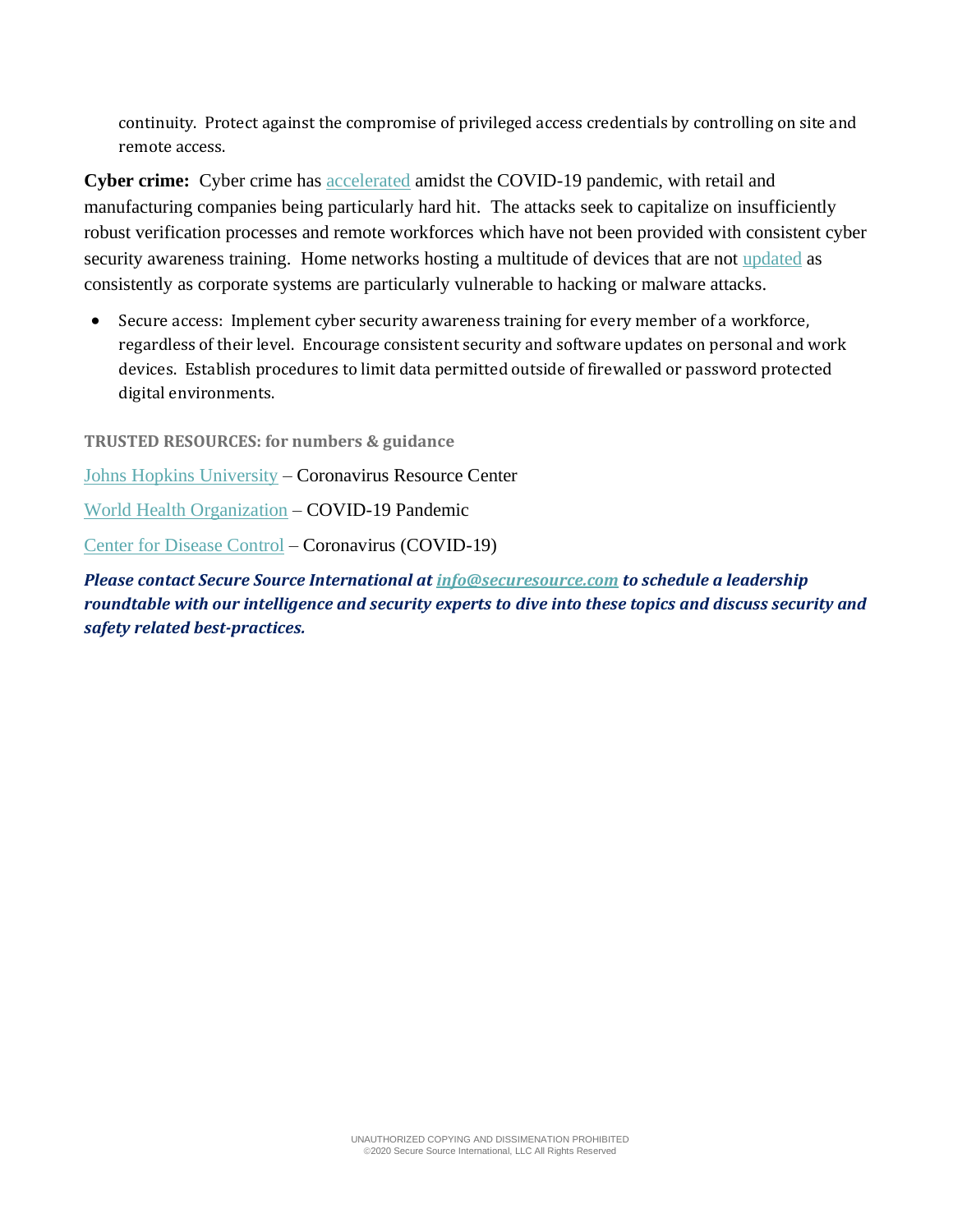continuity. Protect against the compromise of privileged access credentials by controlling on site and remote access.

**Cyber crime:** Cyber crime has accelerated amidst the COVID-19 pandemic, with retail and manufacturing companies being particularly hard hit. The attacks seek to capitalize on insufficiently robust verification processes and remote workforces which have not been provided with consistent cyber security awareness training. Home networks hosting a multitude of devices that are not updated as consistently as corporate systems are particularly vulnerable to hacking or malware attacks.

- Secure access: Implement cyber security awareness training for every member of a workforce, regardless of their level. Encourage consistent security and software updates on personal and work devices. Establish procedures to limit data permitted outside of firewalled or password protected digital environments.

**TRUSTED RESOURCES: for numbers & guidance**

Johns Hopkins University – Coronavirus Resource Center

World Health Organization – COVID-19 Pandemic

Center for Disease Control – Coronavirus (COVID-19)

***Please contact Secure Source International at info@securesource.com to schedule a leadership roundtable with our intelligence and security experts to dive into these topics and discuss security and safety related best-practices.***

UNAUTHORIZED COPYING AND DISSIMENATION PROHIBITED
©2020 Secure Source International, LLC All Rights Reserved